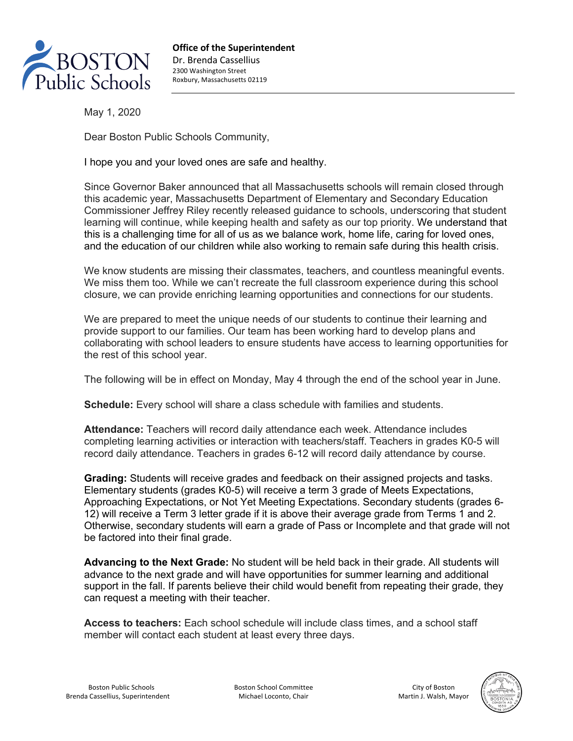**Office of the Superintendent**
Dr. Brenda Cassellius
2300 Washington Street
Roxbury, Massachusetts 02119

May 1, 2020

Dear Boston Public Schools Community,

I hope you and your loved ones are safe and healthy.

Since Governor Baker announced that all Massachusetts schools will remain closed through this academic year, Massachusetts Department of Elementary and Secondary Education Commissioner Jeffrey Riley recently released guidance to schools, underscoring that student learning will continue, while keeping health and safety as our top priority. We understand that this is a challenging time for all of us as we balance work, home life, caring for loved ones, and the education of our children while also working to remain safe during this health crisis.

We know students are missing their classmates, teachers, and countless meaningful events. We miss them too. While we can't recreate the full classroom experience during this school closure, we can provide enriching learning opportunities and connections for our students.

We are prepared to meet the unique needs of our students to continue their learning and provide support to our families. Our team has been working hard to develop plans and collaborating with school leaders to ensure students have access to learning opportunities for the rest of this school year.

The following will be in effect on Monday, May 4 through the end of the school year in June.

**Schedule:** Every school will share a class schedule with families and students.

**Attendance:** Teachers will record daily attendance each week. Attendance includes completing learning activities or interaction with teachers/staff. Teachers in grades K0-5 will record daily attendance. Teachers in grades 6-12 will record daily attendance by course.

**Grading:** Students will receive grades and feedback on their assigned projects and tasks. Elementary students (grades K0-5) will receive a term 3 grade of Meets Expectations, Approaching Expectations, or Not Yet Meeting Expectations. Secondary students (grades 6-12) will receive a Term 3 letter grade if it is above their average grade from Terms 1 and 2. Otherwise, secondary students will earn a grade of Pass or Incomplete and that grade will not be factored into their final grade.

**Advancing to the Next Grade:** No student will be held back in their grade. All students will advance to the next grade and will have opportunities for summer learning and additional support in the fall. If parents believe their child would benefit from repeating their grade, they can request a meeting with their teacher.

**Access to teachers:** Each school schedule will include class times, and a school staff member will contact each student at least every three days.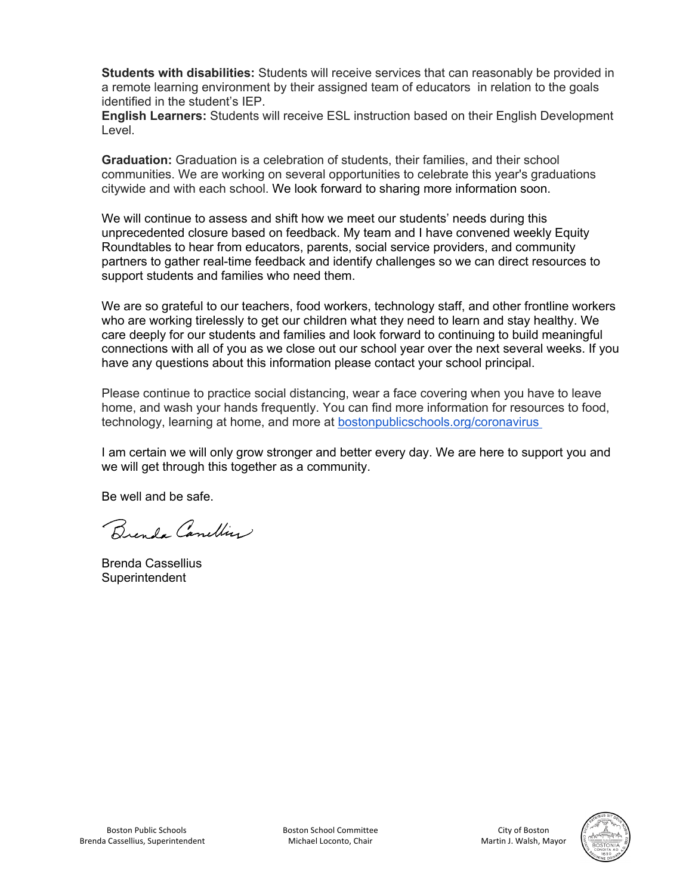**Students with disabilities:** Students will receive services that can reasonably be provided in a remote learning environment by their assigned team of educators in relation to the goals identified in the student's IEP.
**English Learners:** Students will receive ESL instruction based on their English Development Level.

**Graduation:** Graduation is a celebration of students, their families, and their school communities. We are working on several opportunities to celebrate this year's graduations citywide and with each school. We look forward to sharing more information soon.

We will continue to assess and shift how we meet our students' needs during this unprecedented closure based on feedback. My team and I have convened weekly Equity Roundtables to hear from educators, parents, social service providers, and community partners to gather real-time feedback and identify challenges so we can direct resources to support students and families who need them.

We are so grateful to our teachers, food workers, technology staff, and other frontline workers who are working tirelessly to get our children what they need to learn and stay healthy. We care deeply for our students and families and look forward to continuing to build meaningful connections with all of you as we close out our school year over the next several weeks. If you have any questions about this information please contact your school principal.

Please continue to practice social distancing, wear a face covering when you have to leave home, and wash your hands frequently. You can find more information for resources to food, technology, learning at home, and more at [bostonpublicschools.org/coronavirus](bostonpublicschools.org/coronavirus)

I am certain we will only grow stronger and better every day. We are here to support you and we will get through this together as a community.

Be well and be safe.

Brenda Cassellius

Brenda Cassellius
Superintendent

Boston Public Schools
Brenda Cassellius, Superintendent

Boston School Committee
Michael Loconto, Chair

City of Boston
Martin J. Walsh, Mayor